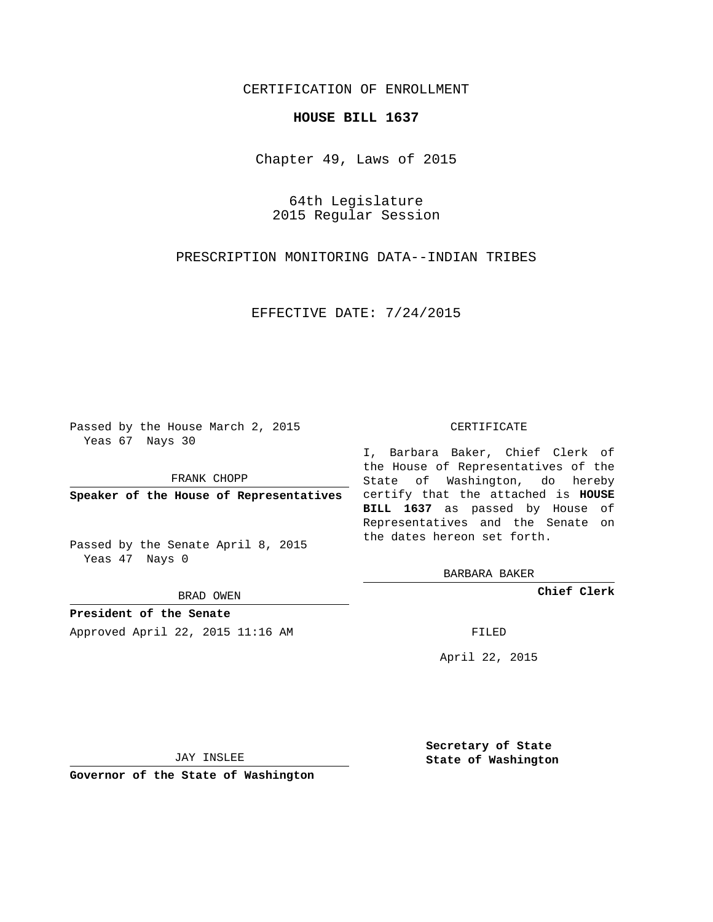CERTIFICATION OF ENROLLMENT

**HOUSE BILL 1637**

Chapter 49, Laws of 2015

64th Legislature
2015 Regular Session

PRESCRIPTION MONITORING DATA--INDIAN TRIBES

EFFECTIVE DATE: 7/24/2015

Passed by the House March 2, 2015
Yeas 67 Nays 30

FRANK CHOPP

**Speaker of the House of Representatives**

Passed by the Senate April 8, 2015
Yeas 47 Nays 0

BRAD OWEN

**President of the Senate**

Approved April 22, 2015 11:16 AM

JAY INSLEE

**Governor of the State of Washington**

CERTIFICATE

I, Barbara Baker, Chief Clerk of the House of Representatives of the State of Washington, do hereby certify that the attached is **HOUSE BILL 1637** as passed by House of Representatives and the Senate on the dates hereon set forth.

BARBARA BAKER

**Chief Clerk**

FILED

April 22, 2015

**Secretary of State**
**State of Washington**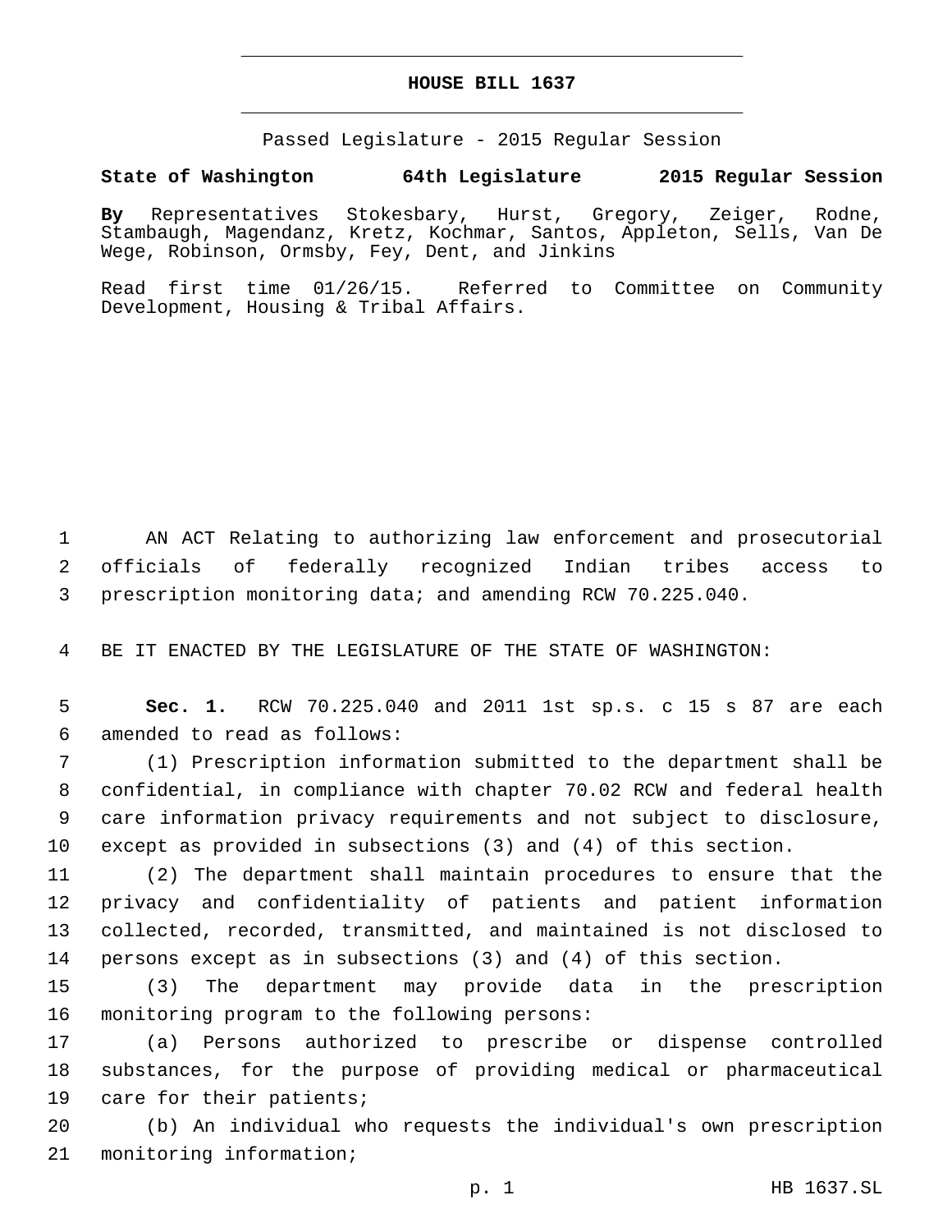# HOUSE BILL 1637

Passed Legislature - 2015 Regular Session

**State of Washington 64th Legislature 2015 Regular Session**

**By** Representatives Stokesbary, Hurst, Gregory, Zeiger, Rodne, Stambaugh, Magendanz, Kretz, Kochmar, Santos, Appleton, Sells, Van De Wege, Robinson, Ormsby, Fey, Dent, and Jinkins

Read first time 01/26/15. Referred to Committee on Community Development, Housing & Tribal Affairs.

1 AN ACT Relating to authorizing law enforcement and prosecutorial
2 officials of federally recognized Indian tribes access to
3 prescription monitoring data; and amending RCW 70.225.040.

4 BE IT ENACTED BY THE LEGISLATURE OF THE STATE OF WASHINGTON:

5 **Sec. 1.** RCW 70.225.040 and 2011 1st sp.s. c 15 s 87 are each
6 amended to read as follows:

7 (1) Prescription information submitted to the department shall be
8 confidential, in compliance with chapter 70.02 RCW and federal health
9 care information privacy requirements and not subject to disclosure,
10 except as provided in subsections (3) and (4) of this section.

11 (2) The department shall maintain procedures to ensure that the
12 privacy and confidentiality of patients and patient information
13 collected, recorded, transmitted, and maintained is not disclosed to
14 persons except as in subsections (3) and (4) of this section.

15 (3) The department may provide data in the prescription
16 monitoring program to the following persons:

17 (a) Persons authorized to prescribe or dispense controlled
18 substances, for the purpose of providing medical or pharmaceutical
19 care for their patients;

20 (b) An individual who requests the individual's own prescription
21 monitoring information;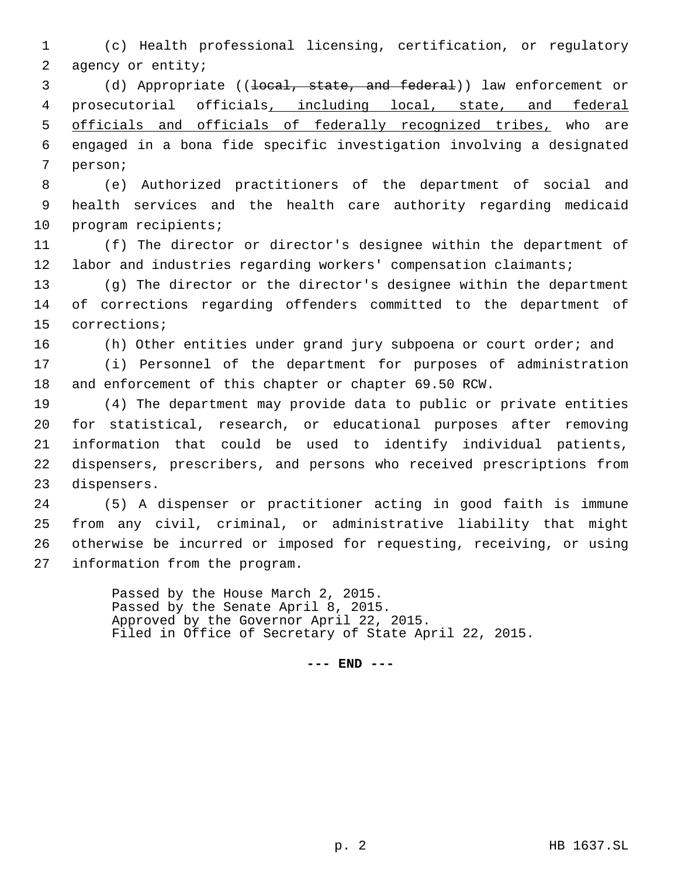(c) Health professional licensing, certification, or regulatory agency or entity;

(d) Appropriate ((~~local, state, and federal~~)) law enforcement or prosecutorial officials, including local, state, and federal officials and officials of federally recognized tribes, who are engaged in a bona fide specific investigation involving a designated person;

(e) Authorized practitioners of the department of social and health services and the health care authority regarding medicaid program recipients;

(f) The director or director's designee within the department of labor and industries regarding workers' compensation claimants;

(g) The director or the director's designee within the department of corrections regarding offenders committed to the department of corrections;

(h) Other entities under grand jury subpoena or court order; and

(i) Personnel of the department for purposes of administration and enforcement of this chapter or chapter 69.50 RCW.

(4) The department may provide data to public or private entities for statistical, research, or educational purposes after removing information that could be used to identify individual patients, dispensers, prescribers, and persons who received prescriptions from dispensers.

(5) A dispenser or practitioner acting in good faith is immune from any civil, criminal, or administrative liability that might otherwise be incurred or imposed for requesting, receiving, or using information from the program.

Passed by the House March 2, 2015.
Passed by the Senate April 8, 2015.
Approved by the Governor April 22, 2015.
Filed in Office of Secretary of State April 22, 2015.

**--- END ---**